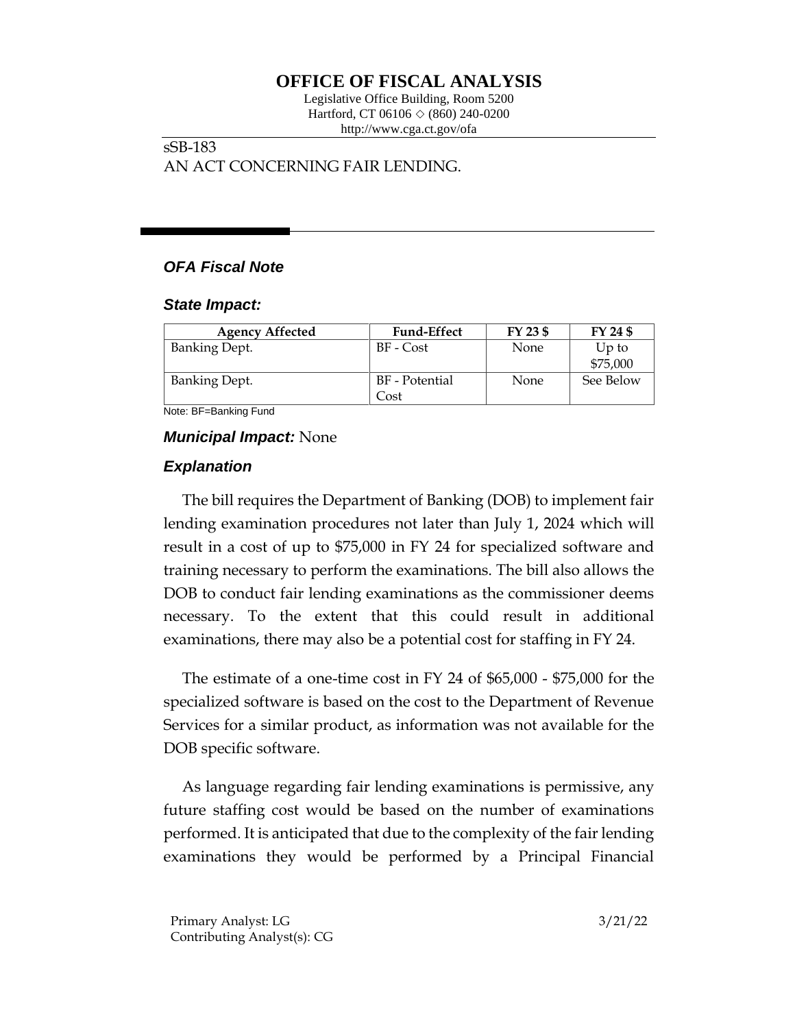# OFFICE OF FISCAL ANALYSIS

Legislative Office Building, Room 5200
Hartford, CT 06106 ◇ (860) 240-0200
http://www.cga.ct.gov/ofa

sSB-183
AN ACT CONCERNING FAIR LENDING.

## *OFA Fiscal Note*

### *State Impact:*

| Agency Affected | Fund-Effect | FY 23 $ | FY 24 $ |
|---|---|---|---|
| Banking Dept. | BF - Cost | None | Up to $75,000 |
| Banking Dept. | BF - Potential Cost | None | See Below |

Note: BF=Banking Fund

***Municipal Impact:*** None

### *Explanation*

The bill requires the Department of Banking (DOB) to implement fair lending examination procedures not later than July 1, 2024 which will result in a cost of up to $75,000 in FY 24 for specialized software and training necessary to perform the examinations. The bill also allows the DOB to conduct fair lending examinations as the commissioner deems necessary. To the extent that this could result in additional examinations, there may also be a potential cost for staffing in FY 24.

The estimate of a one-time cost in FY 24 of $65,000 - $75,000 for the specialized software is based on the cost to the Department of Revenue Services for a similar product, as information was not available for the DOB specific software.

As language regarding fair lending examinations is permissive, any future staffing cost would be based on the number of examinations performed. It is anticipated that due to the complexity of the fair lending examinations they would be performed by a Principal Financial

Primary Analyst: LG
Contributing Analyst(s): CG

3/21/22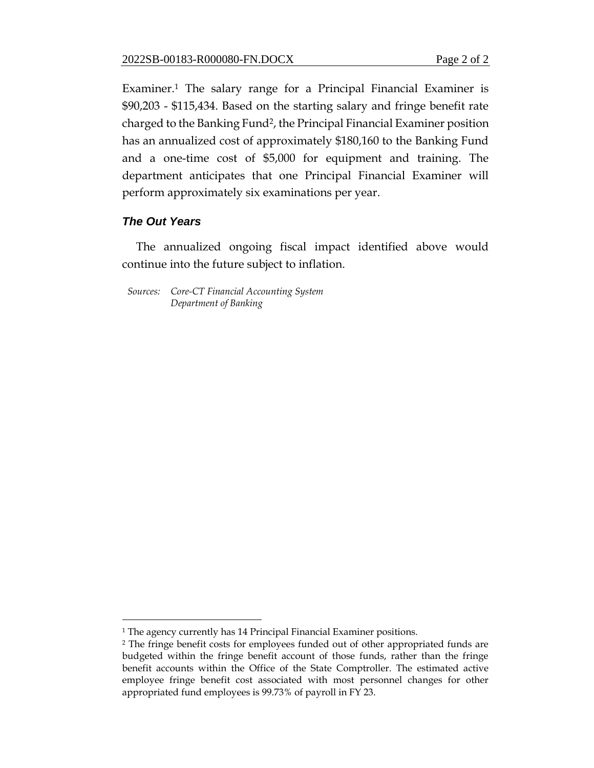Examiner.[1] The salary range for a Principal Financial Examiner is $90,203 - $115,434. Based on the starting salary and fringe benefit rate charged to the Banking Fund[2], the Principal Financial Examiner position has an annualized cost of approximately $180,160 to the Banking Fund and a one-time cost of $5,000 for equipment and training. The department anticipates that one Principal Financial Examiner will perform approximately six examinations per year.

### *The Out Years*

The annualized ongoing fiscal impact identified above would continue into the future subject to inflation.

*Sources: Core-CT Financial Accounting System*
*Department of Banking*

---

[1] The agency currently has 14 Principal Financial Examiner positions.

[2] The fringe benefit costs for employees funded out of other appropriated funds are budgeted within the fringe benefit account of those funds, rather than the fringe benefit accounts within the Office of the State Comptroller. The estimated active employee fringe benefit cost associated with most personnel changes for other appropriated fund employees is 99.73% of payroll in FY 23.